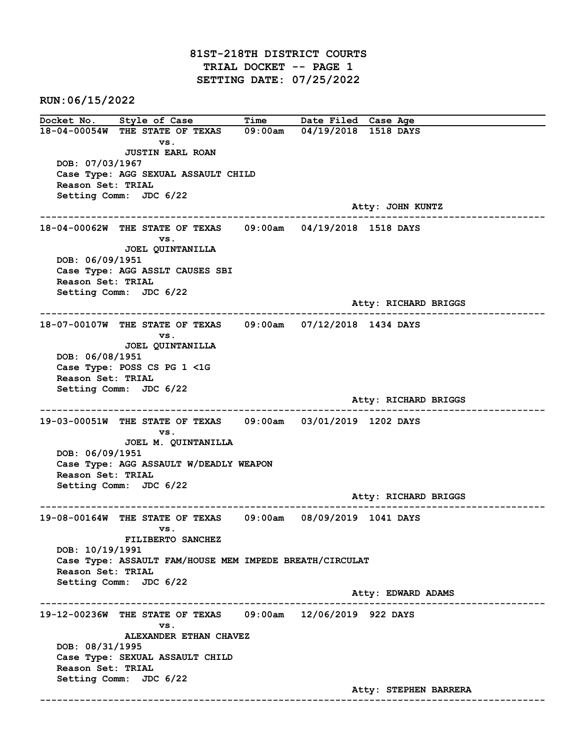# 81ST-218TH DISTRICT COURTS
## TRIAL DOCKET -- PAGE 1
## SETTING DATE: 07/25/2022

RUN:06/15/2022

| Docket No. | Style of Case | Time | Date Filed | Case Age |
|---|---|---|---|---|

---

**18-04-00054W** THE STATE OF TEXAS vs. JUSTIN EARL ROAN — 09:00am — 04/19/2018 — 1518 DAYS

DOB: 07/03/1967
Case Type: AGG SEXUAL ASSAULT CHILD
Reason Set: TRIAL
Setting Comm: JDC 6/22
Atty: JOHN KUNTZ

---

**18-04-00062W** THE STATE OF TEXAS vs. JOEL QUINTANILLA — 09:00am — 04/19/2018 — 1518 DAYS

DOB: 06/09/1951
Case Type: AGG ASSLT CAUSES SBI
Reason Set: TRIAL
Setting Comm: JDC 6/22
Atty: RICHARD BRIGGS

---

**18-07-00107W** THE STATE OF TEXAS vs. JOEL QUINTANILLA — 09:00am — 07/12/2018 — 1434 DAYS

DOB: 06/08/1951
Case Type: POSS CS PG 1 <1G
Reason Set: TRIAL
Setting Comm: JDC 6/22
Atty: RICHARD BRIGGS

---

**19-03-00051W** THE STATE OF TEXAS vs. JOEL M. QUINTANILLA — 09:00am — 03/01/2019 — 1202 DAYS

DOB: 06/09/1951
Case Type: AGG ASSAULT W/DEADLY WEAPON
Reason Set: TRIAL
Setting Comm: JDC 6/22
Atty: RICHARD BRIGGS

---

**19-08-00164W** THE STATE OF TEXAS vs. FILIBERTO SANCHEZ — 09:00am — 08/09/2019 — 1041 DAYS

DOB: 10/19/1991
Case Type: ASSAULT FAM/HOUSE MEM IMPEDE BREATH/CIRCULAT
Reason Set: TRIAL
Setting Comm: JDC 6/22
Atty: EDWARD ADAMS

---

**19-12-00236W** THE STATE OF TEXAS vs. ALEXANDER ETHAN CHAVEZ — 09:00am — 12/06/2019 — 922 DAYS

DOB: 08/31/1995
Case Type: SEXUAL ASSAULT CHILD
Reason Set: TRIAL
Setting Comm: JDC 6/22
Atty: STEPHEN BARRERA

---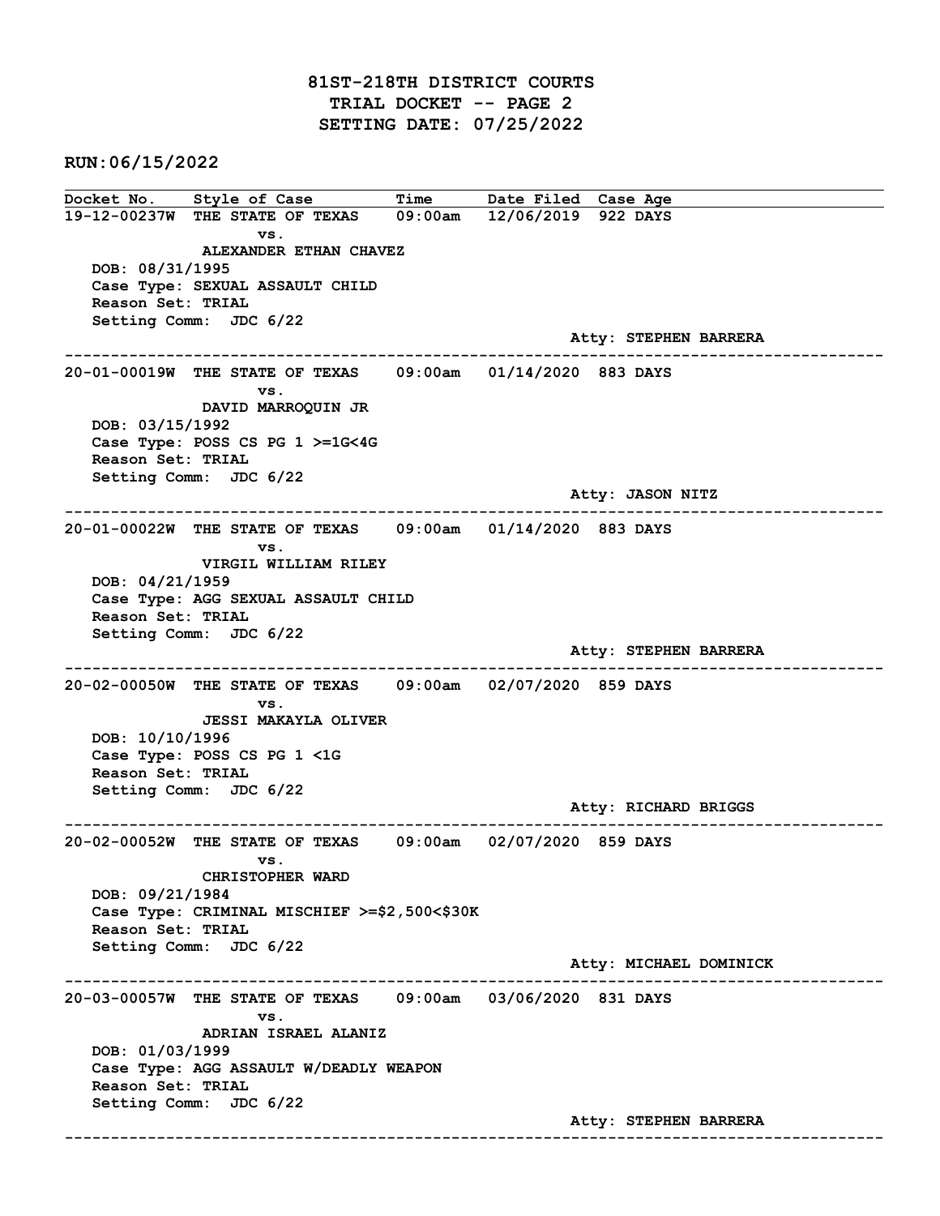# 81ST-218TH DISTRICT COURTS
## TRIAL DOCKET -- PAGE 2
## SETTING DATE: 07/25/2022

**RUN:06/15/2022**

| Docket No. | Style of Case | Time | Date Filed | Case Age |
|---|---|---|---|---|

**19-12-00237W** THE STATE OF TEXAS 09:00am 12/06/2019 922 DAYS
vs.
ALEXANDER ETHAN CHAVEZ
DOB: 08/31/1995
Case Type: SEXUAL ASSAULT CHILD
Reason Set: TRIAL
Setting Comm: JDC 6/22
Atty: STEPHEN BARRERA

---

**20-01-00019W** THE STATE OF TEXAS 09:00am 01/14/2020 883 DAYS
vs.
DAVID MARROQUIN JR
DOB: 03/15/1992
Case Type: POSS CS PG 1 >=1G<4G
Reason Set: TRIAL
Setting Comm: JDC 6/22
Atty: JASON NITZ

---

**20-01-00022W** THE STATE OF TEXAS 09:00am 01/14/2020 883 DAYS
vs.
VIRGIL WILLIAM RILEY
DOB: 04/21/1959
Case Type: AGG SEXUAL ASSAULT CHILD
Reason Set: TRIAL
Setting Comm: JDC 6/22
Atty: STEPHEN BARRERA

---

**20-02-00050W** THE STATE OF TEXAS 09:00am 02/07/2020 859 DAYS
vs.
JESSI MAKAYLA OLIVER
DOB: 10/10/1996
Case Type: POSS CS PG 1 <1G
Reason Set: TRIAL
Setting Comm: JDC 6/22
Atty: RICHARD BRIGGS

---

**20-02-00052W** THE STATE OF TEXAS 09:00am 02/07/2020 859 DAYS
vs.
CHRISTOPHER WARD
DOB: 09/21/1984
Case Type: CRIMINAL MISCHIEF >=$2,500<$30K
Reason Set: TRIAL
Setting Comm: JDC 6/22
Atty: MICHAEL DOMINICK

---

**20-03-00057W** THE STATE OF TEXAS 09:00am 03/06/2020 831 DAYS
vs.
ADRIAN ISRAEL ALANIZ
DOB: 01/03/1999
Case Type: AGG ASSAULT W/DEADLY WEAPON
Reason Set: TRIAL
Setting Comm: JDC 6/22
Atty: STEPHEN BARRERA

---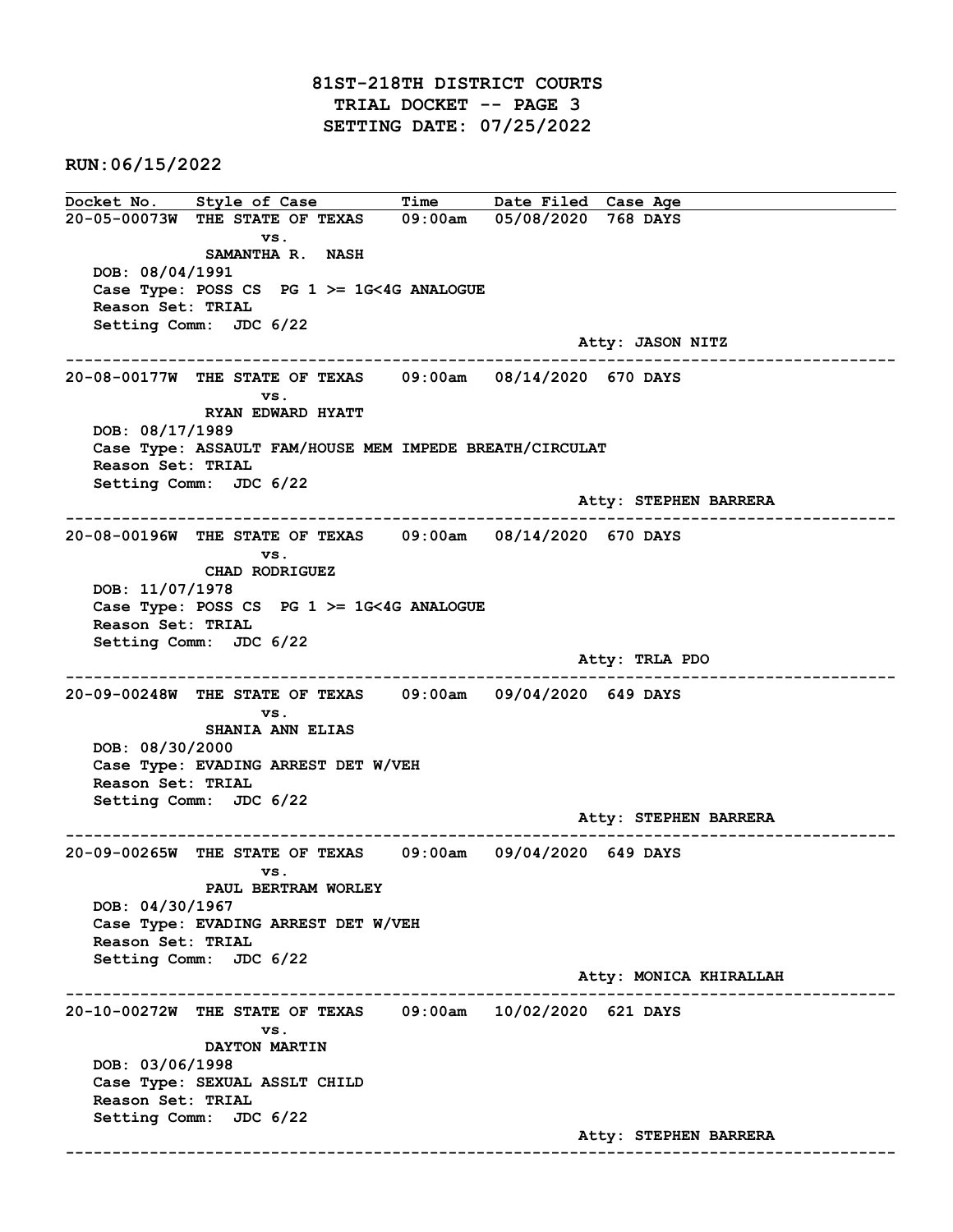# 81ST-218TH DISTRICT COURTS
## TRIAL DOCKET -- PAGE 3
## SETTING DATE: 07/25/2022

**RUN:06/15/2022**

| Docket No. | Style of Case | Time | Date Filed | Case Age |
|---|---|---|---|---|

**20-05-00073W** THE STATE OF TEXAS vs. SAMANTHA R. NASH — 09:00am — 05/08/2020 — 768 DAYS
DOB: 08/04/1991
Case Type: POSS CS PG 1 >= 1G<4G ANALOGUE
Reason Set: TRIAL
Setting Comm: JDC 6/22
Atty: JASON NITZ

---

**20-08-00177W** THE STATE OF TEXAS vs. RYAN EDWARD HYATT — 09:00am — 08/14/2020 — 670 DAYS
DOB: 08/17/1989
Case Type: ASSAULT FAM/HOUSE MEM IMPEDE BREATH/CIRCULAT
Reason Set: TRIAL
Setting Comm: JDC 6/22
Atty: STEPHEN BARRERA

---

**20-08-00196W** THE STATE OF TEXAS vs. CHAD RODRIGUEZ — 09:00am — 08/14/2020 — 670 DAYS
DOB: 11/07/1978
Case Type: POSS CS PG 1 >= 1G<4G ANALOGUE
Reason Set: TRIAL
Setting Comm: JDC 6/22
Atty: TRLA PDO

---

**20-09-00248W** THE STATE OF TEXAS vs. SHANIA ANN ELIAS — 09:00am — 09/04/2020 — 649 DAYS
DOB: 08/30/2000
Case Type: EVADING ARREST DET W/VEH
Reason Set: TRIAL
Setting Comm: JDC 6/22
Atty: STEPHEN BARRERA

---

**20-09-00265W** THE STATE OF TEXAS vs. PAUL BERTRAM WORLEY — 09:00am — 09/04/2020 — 649 DAYS
DOB: 04/30/1967
Case Type: EVADING ARREST DET W/VEH
Reason Set: TRIAL
Setting Comm: JDC 6/22
Atty: MONICA KHIRALLAH

---

**20-10-00272W** THE STATE OF TEXAS vs. DAYTON MARTIN — 09:00am — 10/02/2020 — 621 DAYS
DOB: 03/06/1998
Case Type: SEXUAL ASSLT CHILD
Reason Set: TRIAL
Setting Comm: JDC 6/22
Atty: STEPHEN BARRERA

---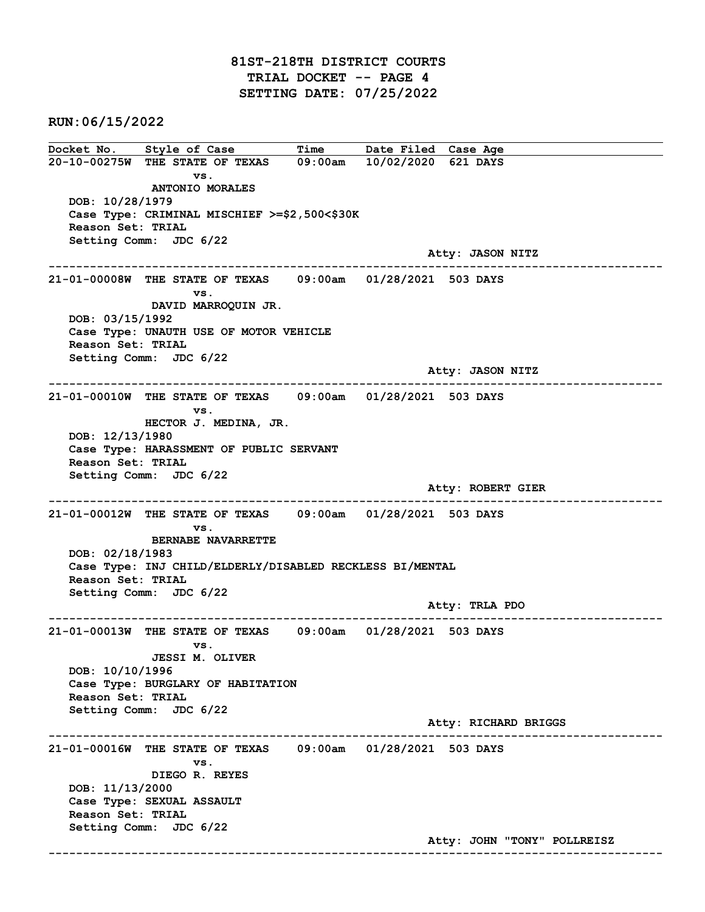# 81ST-218TH DISTRICT COURTS
## TRIAL DOCKET -- PAGE 4
## SETTING DATE: 07/25/2022

**RUN:06/15/2022**

| Docket No. | Style of Case | Time | Date Filed | Case Age |
|---|---|---|---|---|

**20-10-00275W** THE STATE OF TEXAS vs. ANTONIO MORALES — 09:00am — 10/02/2020 — 621 DAYS
DOB: 10/28/1979
Case Type: CRIMINAL MISCHIEF >=$2,500<$30K
Reason Set: TRIAL
Setting Comm: JDC 6/22
Atty: JASON NITZ

---

**21-01-00008W** THE STATE OF TEXAS vs. DAVID MARROQUIN JR. — 09:00am — 01/28/2021 — 503 DAYS
DOB: 03/15/1992
Case Type: UNAUTH USE OF MOTOR VEHICLE
Reason Set: TRIAL
Setting Comm: JDC 6/22
Atty: JASON NITZ

---

**21-01-00010W** THE STATE OF TEXAS vs. HECTOR J. MEDINA, JR. — 09:00am — 01/28/2021 — 503 DAYS
DOB: 12/13/1980
Case Type: HARASSMENT OF PUBLIC SERVANT
Reason Set: TRIAL
Setting Comm: JDC 6/22
Atty: ROBERT GIER

---

**21-01-00012W** THE STATE OF TEXAS vs. BERNABE NAVARRETTE — 09:00am — 01/28/2021 — 503 DAYS
DOB: 02/18/1983
Case Type: INJ CHILD/ELDERLY/DISABLED RECKLESS BI/MENTAL
Reason Set: TRIAL
Setting Comm: JDC 6/22
Atty: TRLA PDO

---

**21-01-00013W** THE STATE OF TEXAS vs. JESSI M. OLIVER — 09:00am — 01/28/2021 — 503 DAYS
DOB: 10/10/1996
Case Type: BURGLARY OF HABITATION
Reason Set: TRIAL
Setting Comm: JDC 6/22
Atty: RICHARD BRIGGS

---

**21-01-00016W** THE STATE OF TEXAS vs. DIEGO R. REYES — 09:00am — 01/28/2021 — 503 DAYS
DOB: 11/13/2000
Case Type: SEXUAL ASSAULT
Reason Set: TRIAL
Setting Comm: JDC 6/22
Atty: JOHN "TONY" POLLREISZ

---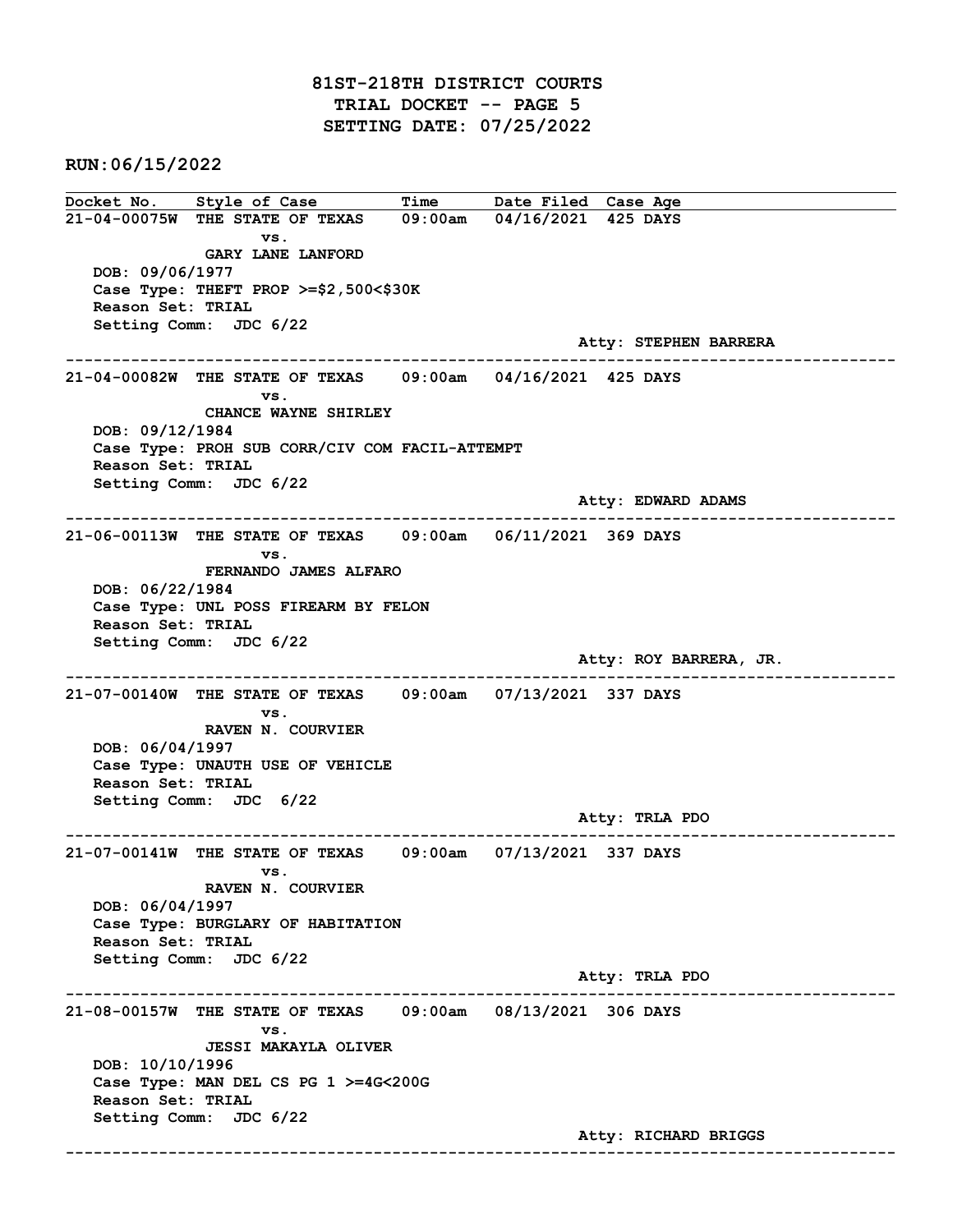# 81ST-218TH DISTRICT COURTS
## TRIAL DOCKET -- PAGE 5
## SETTING DATE: 07/25/2022

**RUN:06/15/2022**

| Docket No. | Style of Case | Time | Date Filed | Case Age |
|---|---|---|---|---|

---

**21-04-00075W** THE STATE OF TEXAS vs. GARY LANE LANFORD — 09:00am — 04/16/2021 — 425 DAYS

DOB: 09/06/1977
Case Type: THEFT PROP >=$2,500<$30K
Reason Set: TRIAL
Setting Comm: JDC 6/22
Atty: STEPHEN BARRERA

---

**21-04-00082W** THE STATE OF TEXAS vs. CHANCE WAYNE SHIRLEY — 09:00am — 04/16/2021 — 425 DAYS

DOB: 09/12/1984
Case Type: PROH SUB CORR/CIV COM FACIL-ATTEMPT
Reason Set: TRIAL
Setting Comm: JDC 6/22
Atty: EDWARD ADAMS

---

**21-06-00113W** THE STATE OF TEXAS vs. FERNANDO JAMES ALFARO — 09:00am — 06/11/2021 — 369 DAYS

DOB: 06/22/1984
Case Type: UNL POSS FIREARM BY FELON
Reason Set: TRIAL
Setting Comm: JDC 6/22
Atty: ROY BARRERA, JR.

---

**21-07-00140W** THE STATE OF TEXAS vs. RAVEN N. COURVIER — 09:00am — 07/13/2021 — 337 DAYS

DOB: 06/04/1997
Case Type: UNAUTH USE OF VEHICLE
Reason Set: TRIAL
Setting Comm: JDC 6/22
Atty: TRLA PDO

---

**21-07-00141W** THE STATE OF TEXAS vs. RAVEN N. COURVIER — 09:00am — 07/13/2021 — 337 DAYS

DOB: 06/04/1997
Case Type: BURGLARY OF HABITATION
Reason Set: TRIAL
Setting Comm: JDC 6/22
Atty: TRLA PDO

---

**21-08-00157W** THE STATE OF TEXAS vs. JESSI MAKAYLA OLIVER — 09:00am — 08/13/2021 — 306 DAYS

DOB: 10/10/1996
Case Type: MAN DEL CS PG 1 >=4G<200G
Reason Set: TRIAL
Setting Comm: JDC 6/22
Atty: RICHARD BRIGGS

---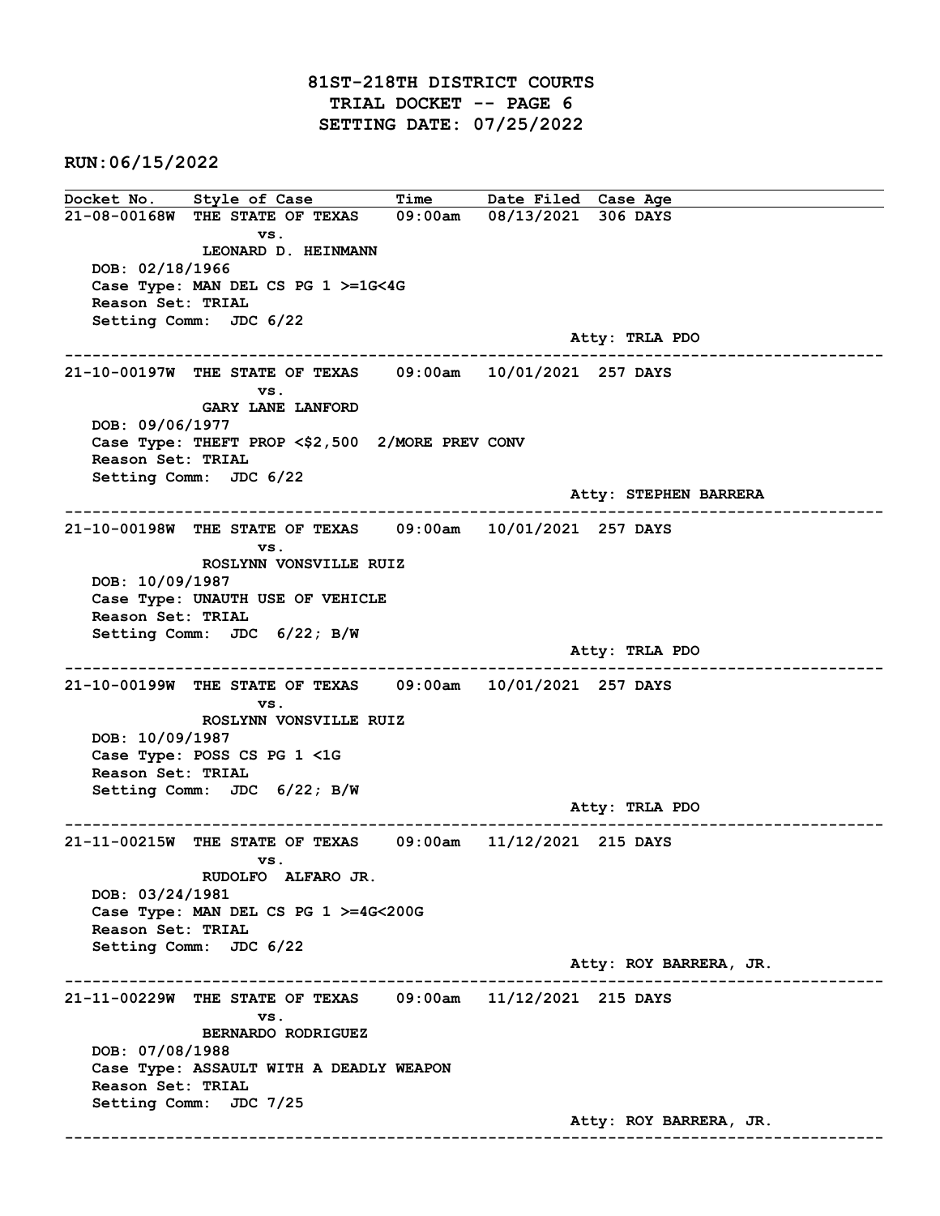# 81ST-218TH DISTRICT COURTS
## TRIAL DOCKET -- PAGE 6
## SETTING DATE: 07/25/2022

**RUN:06/15/2022**

| Docket No. | Style of Case | Time | Date Filed | Case Age |
|---|---|---|---|---|

---

**21-08-00168W** THE STATE OF TEXAS vs. LEONARD D. HEINMANN — 09:00am — 08/13/2021 — 306 DAYS

DOB: 02/18/1966
Case Type: MAN DEL CS PG 1 >=1G<4G
Reason Set: TRIAL
Setting Comm: JDC 6/22

Atty: TRLA PDO

---

**21-10-00197W** THE STATE OF TEXAS vs. GARY LANE LANFORD — 09:00am — 10/01/2021 — 257 DAYS

DOB: 09/06/1977
Case Type: THEFT PROP <$2,500 2/MORE PREV CONV
Reason Set: TRIAL
Setting Comm: JDC 6/22

Atty: STEPHEN BARRERA

---

**21-10-00198W** THE STATE OF TEXAS vs. ROSLYNN VONSVILLE RUIZ — 09:00am — 10/01/2021 — 257 DAYS

DOB: 10/09/1987
Case Type: UNAUTH USE OF VEHICLE
Reason Set: TRIAL
Setting Comm: JDC 6/22; B/W

Atty: TRLA PDO

---

**21-10-00199W** THE STATE OF TEXAS vs. ROSLYNN VONSVILLE RUIZ — 09:00am — 10/01/2021 — 257 DAYS

DOB: 10/09/1987
Case Type: POSS CS PG 1 <1G
Reason Set: TRIAL
Setting Comm: JDC 6/22; B/W

Atty: TRLA PDO

---

**21-11-00215W** THE STATE OF TEXAS vs. RUDOLFO ALFARO JR. — 09:00am — 11/12/2021 — 215 DAYS

DOB: 03/24/1981
Case Type: MAN DEL CS PG 1 >=4G<200G
Reason Set: TRIAL
Setting Comm: JDC 6/22

Atty: ROY BARRERA, JR.

---

**21-11-00229W** THE STATE OF TEXAS vs. BERNARDO RODRIGUEZ — 09:00am — 11/12/2021 — 215 DAYS

DOB: 07/08/1988
Case Type: ASSAULT WITH A DEADLY WEAPON
Reason Set: TRIAL
Setting Comm: JDC 7/25

Atty: ROY BARRERA, JR.

---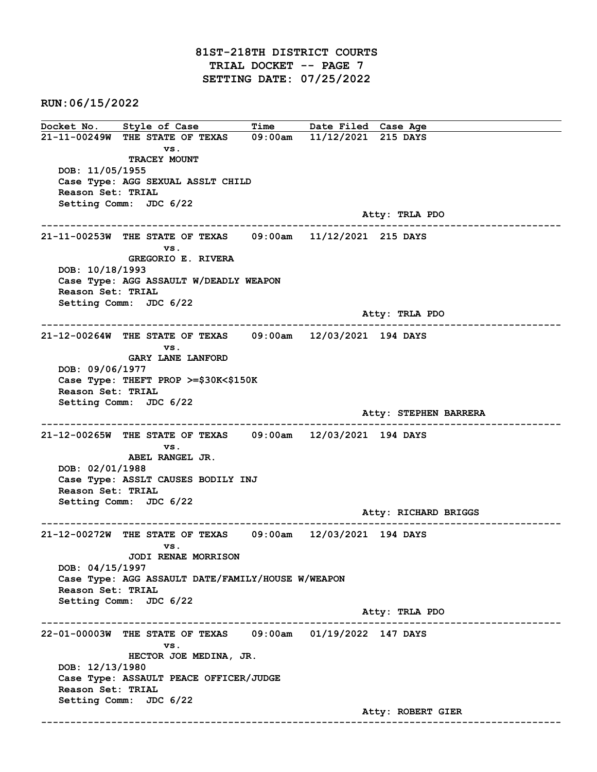# 81ST-218TH DISTRICT COURTS

## TRIAL DOCKET -- PAGE 7

## SETTING DATE: 07/25/2022

**RUN:06/15/2022**

| Docket No. | Style of Case | Time | Date Filed | Case Age |
|---|---|---|---|---|

**21-11-00249W** THE STATE OF TEXAS vs. TRACEY MOUNT — 09:00am — 11/12/2021 — 215 DAYS

DOB: 11/05/1955
Case Type: AGG SEXUAL ASSLT CHILD
Reason Set: TRIAL
Setting Comm: JDC 6/22
Atty: TRLA PDO

---

**21-11-00253W** THE STATE OF TEXAS vs. GREGORIO E. RIVERA — 09:00am — 11/12/2021 — 215 DAYS

DOB: 10/18/1993
Case Type: AGG ASSAULT W/DEADLY WEAPON
Reason Set: TRIAL
Setting Comm: JDC 6/22
Atty: TRLA PDO

---

**21-12-00264W** THE STATE OF TEXAS vs. GARY LANE LANFORD — 09:00am — 12/03/2021 — 194 DAYS

DOB: 09/06/1977
Case Type: THEFT PROP >=$30K<$150K
Reason Set: TRIAL
Setting Comm: JDC 6/22
Atty: STEPHEN BARRERA

---

**21-12-00265W** THE STATE OF TEXAS vs. ABEL RANGEL JR. — 09:00am — 12/03/2021 — 194 DAYS

DOB: 02/01/1988
Case Type: ASSLT CAUSES BODILY INJ
Reason Set: TRIAL
Setting Comm: JDC 6/22
Atty: RICHARD BRIGGS

---

**21-12-00272W** THE STATE OF TEXAS vs. JODI RENAE MORRISON — 09:00am — 12/03/2021 — 194 DAYS

DOB: 04/15/1997
Case Type: AGG ASSAULT DATE/FAMILY/HOUSE W/WEAPON
Reason Set: TRIAL
Setting Comm: JDC 6/22
Atty: TRLA PDO

---

**22-01-00003W** THE STATE OF TEXAS vs. HECTOR JOE MEDINA, JR. — 09:00am — 01/19/2022 — 147 DAYS

DOB: 12/13/1980
Case Type: ASSAULT PEACE OFFICER/JUDGE
Reason Set: TRIAL
Setting Comm: JDC 6/22
Atty: ROBERT GIER

---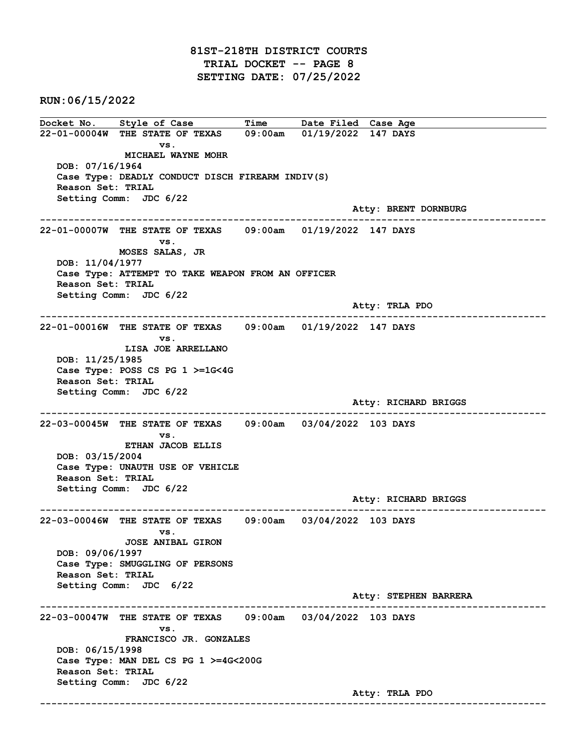# 81ST-218TH DISTRICT COURTS
## TRIAL DOCKET -- PAGE 8
## SETTING DATE: 07/25/2022

**RUN:06/15/2022**

| Docket No. | Style of Case | Time | Date Filed | Case Age |
|---|---|---|---|---|

**22-01-00004W** THE STATE OF TEXAS vs. MICHAEL WAYNE MOHR — 09:00am — 01/19/2022 — 147 DAYS
DOB: 07/16/1964
Case Type: DEADLY CONDUCT DISCH FIREARM INDIV(S)
Reason Set: TRIAL
Setting Comm: JDC 6/22
Atty: BRENT DORNBURG

---

**22-01-00007W** THE STATE OF TEXAS vs. MOSES SALAS, JR — 09:00am — 01/19/2022 — 147 DAYS
DOB: 11/04/1977
Case Type: ATTEMPT TO TAKE WEAPON FROM AN OFFICER
Reason Set: TRIAL
Setting Comm: JDC 6/22
Atty: TRLA PDO

---

**22-01-00016W** THE STATE OF TEXAS vs. LISA JOE ARRELLANO — 09:00am — 01/19/2022 — 147 DAYS
DOB: 11/25/1985
Case Type: POSS CS PG 1 >=1G<4G
Reason Set: TRIAL
Setting Comm: JDC 6/22
Atty: RICHARD BRIGGS

---

**22-03-00045W** THE STATE OF TEXAS vs. ETHAN JACOB ELLIS — 09:00am — 03/04/2022 — 103 DAYS
DOB: 03/15/2004
Case Type: UNAUTH USE OF VEHICLE
Reason Set: TRIAL
Setting Comm: JDC 6/22
Atty: RICHARD BRIGGS

---

**22-03-00046W** THE STATE OF TEXAS vs. JOSE ANIBAL GIRON — 09:00am — 03/04/2022 — 103 DAYS
DOB: 09/06/1997
Case Type: SMUGGLING OF PERSONS
Reason Set: TRIAL
Setting Comm: JDC 6/22
Atty: STEPHEN BARRERA

---

**22-03-00047W** THE STATE OF TEXAS vs. FRANCISCO JR. GONZALES — 09:00am — 03/04/2022 — 103 DAYS
DOB: 06/15/1998
Case Type: MAN DEL CS PG 1 >=4G<200G
Reason Set: TRIAL
Setting Comm: JDC 6/22
Atty: TRLA PDO

---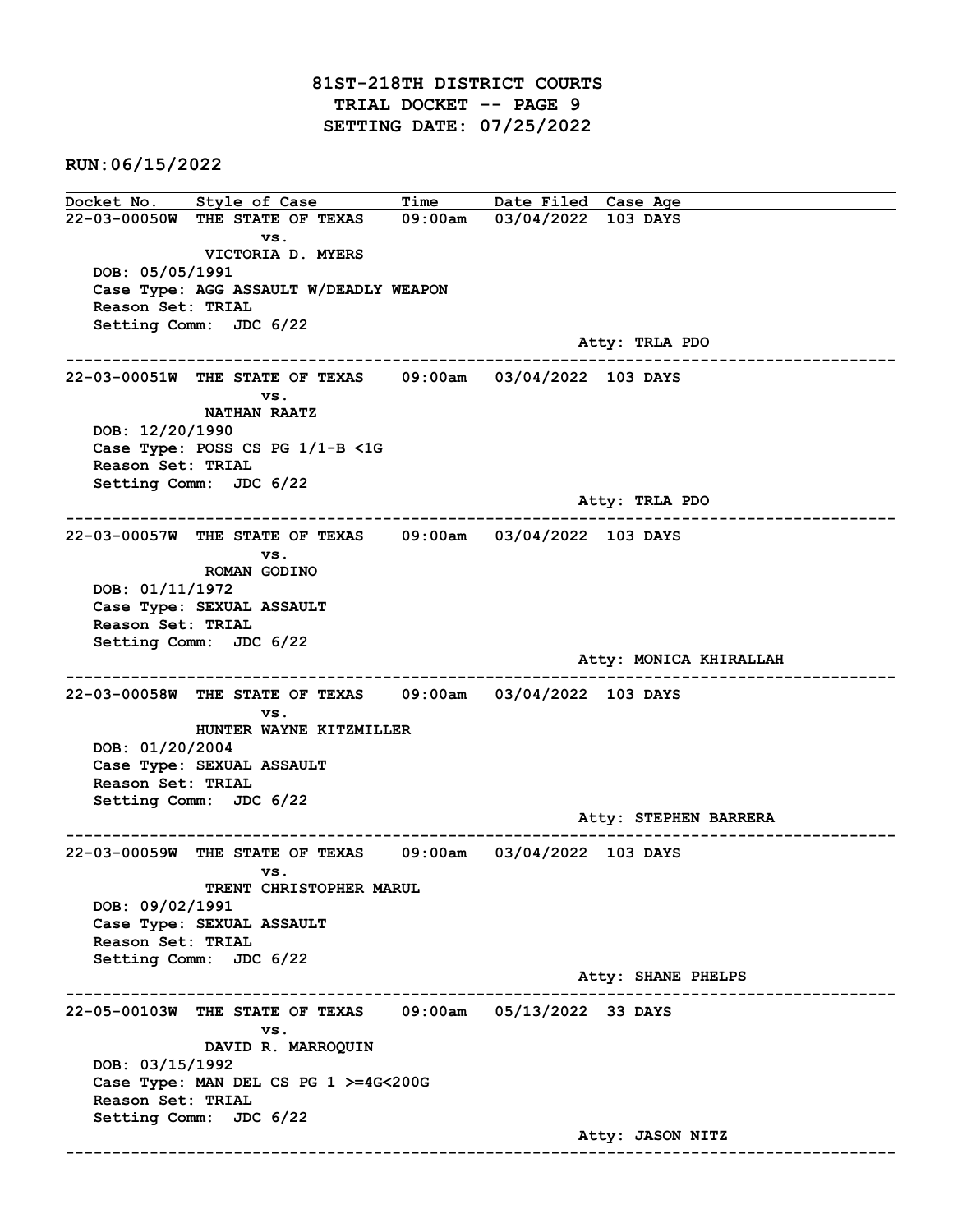# 81ST-218TH DISTRICT COURTS
## TRIAL DOCKET -- PAGE 9
## SETTING DATE: 07/25/2022

**RUN:06/15/2022**

| Docket No. | Style of Case | Time | Date Filed | Case Age |
|---|---|---|---|---|
| 22-03-00050W | THE STATE OF TEXAS vs. VICTORIA D. MYERS | 09:00am | 03/04/2022 | 103 DAYS |

DOB: 05/05/1991
Case Type: AGG ASSAULT W/DEADLY WEAPON
Reason Set: TRIAL
Setting Comm: JDC 6/22
Atty: TRLA PDO

---

| Docket No. | Style of Case | Time | Date Filed | Case Age |
|---|---|---|---|---|
| 22-03-00051W | THE STATE OF TEXAS vs. NATHAN RAATZ | 09:00am | 03/04/2022 | 103 DAYS |

DOB: 12/20/1990
Case Type: POSS CS PG 1/1-B <1G
Reason Set: TRIAL
Setting Comm: JDC 6/22
Atty: TRLA PDO

---

| Docket No. | Style of Case | Time | Date Filed | Case Age |
|---|---|---|---|---|
| 22-03-00057W | THE STATE OF TEXAS vs. ROMAN GODINO | 09:00am | 03/04/2022 | 103 DAYS |

DOB: 01/11/1972
Case Type: SEXUAL ASSAULT
Reason Set: TRIAL
Setting Comm: JDC 6/22
Atty: MONICA KHIRALLAH

---

| Docket No. | Style of Case | Time | Date Filed | Case Age |
|---|---|---|---|---|
| 22-03-00058W | THE STATE OF TEXAS vs. HUNTER WAYNE KITZMILLER | 09:00am | 03/04/2022 | 103 DAYS |

DOB: 01/20/2004
Case Type: SEXUAL ASSAULT
Reason Set: TRIAL
Setting Comm: JDC 6/22
Atty: STEPHEN BARRERA

---

| Docket No. | Style of Case | Time | Date Filed | Case Age |
|---|---|---|---|---|
| 22-03-00059W | THE STATE OF TEXAS vs. TRENT CHRISTOPHER MARUL | 09:00am | 03/04/2022 | 103 DAYS |

DOB: 09/02/1991
Case Type: SEXUAL ASSAULT
Reason Set: TRIAL
Setting Comm: JDC 6/22
Atty: SHANE PHELPS

---

| Docket No. | Style of Case | Time | Date Filed | Case Age |
|---|---|---|---|---|
| 22-05-00103W | THE STATE OF TEXAS vs. DAVID R. MARROQUIN | 09:00am | 05/13/2022 | 33 DAYS |

DOB: 03/15/1992
Case Type: MAN DEL CS PG 1 >=4G<200G
Reason Set: TRIAL
Setting Comm: JDC 6/22
Atty: JASON NITZ

---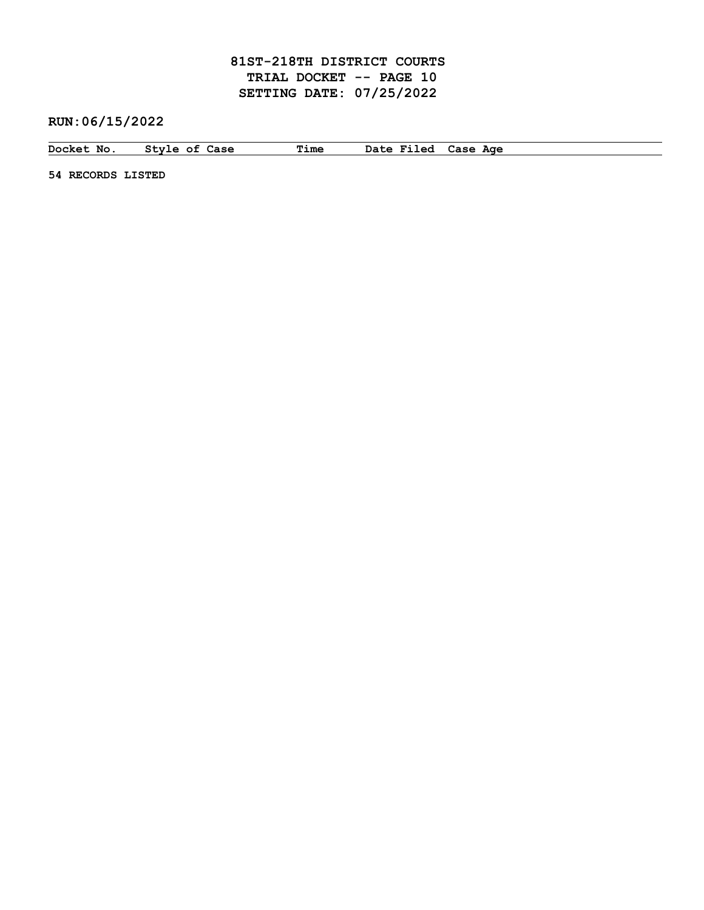**81ST-218TH DISTRICT COURTS**
**TRIAL DOCKET -- PAGE 10**
**SETTING DATE: 07/25/2022**

**RUN:06/15/2022**

| Docket No. | Style of Case | Time | Date Filed | Case Age |
|---|---|---|---|---|

**54 RECORDS LISTED**